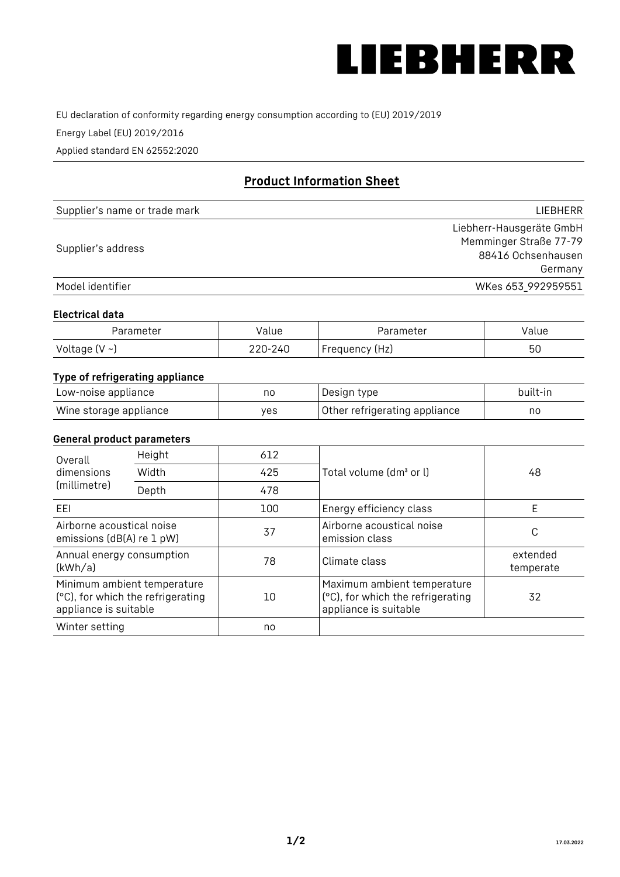LIEBHERR

EU declaration of conformity regarding energy consumption according to (EU) 2019/2019

Energy Label (EU) 2019/2016

Applied standard EN 62552:2020

## Product Information Sheet

| | |
|---|---|
| Supplier's name or trade mark | LIEBHERR |
| Supplier's address | Liebherr-Hausgeräte GmbH<br>Memminger Straße 77-79<br>88416 Ochsenhausen<br>Germany |
| Model identifier | WKes 653_992959551 |

### Electrical data

| Parameter | Value | Parameter | Value |
|---|---|---|---|
| Voltage (V ~) | 220-240 | Frequency (Hz) | 50 |

### Type of refrigerating appliance

| | | | |
|---|---|---|---|
| Low-noise appliance | no | Design type | built-in |
| Wine storage appliance | yes | Other refrigerating appliance | no |

### General product parameters

| | | | | |
|---|---|---|---|---|
| Overall dimensions (millimetre) | Height | 612 | Total volume (dm³ or l) | 48 |
| | Width | 425 | | |
| | Depth | 478 | | |
| EEI | | 100 | Energy efficiency class | E |
| Airborne acoustical noise emissions (dB(A) re 1 pW) | | 37 | Airborne acoustical noise emission class | C |
| Annual energy consumption (kWh/a) | | 78 | Climate class | extended temperate |
| Minimum ambient temperature (°C), for which the refrigerating appliance is suitable | | 10 | Maximum ambient temperature (°C), for which the refrigerating appliance is suitable | 32 |
| Winter setting | | no | | |

17.03.2022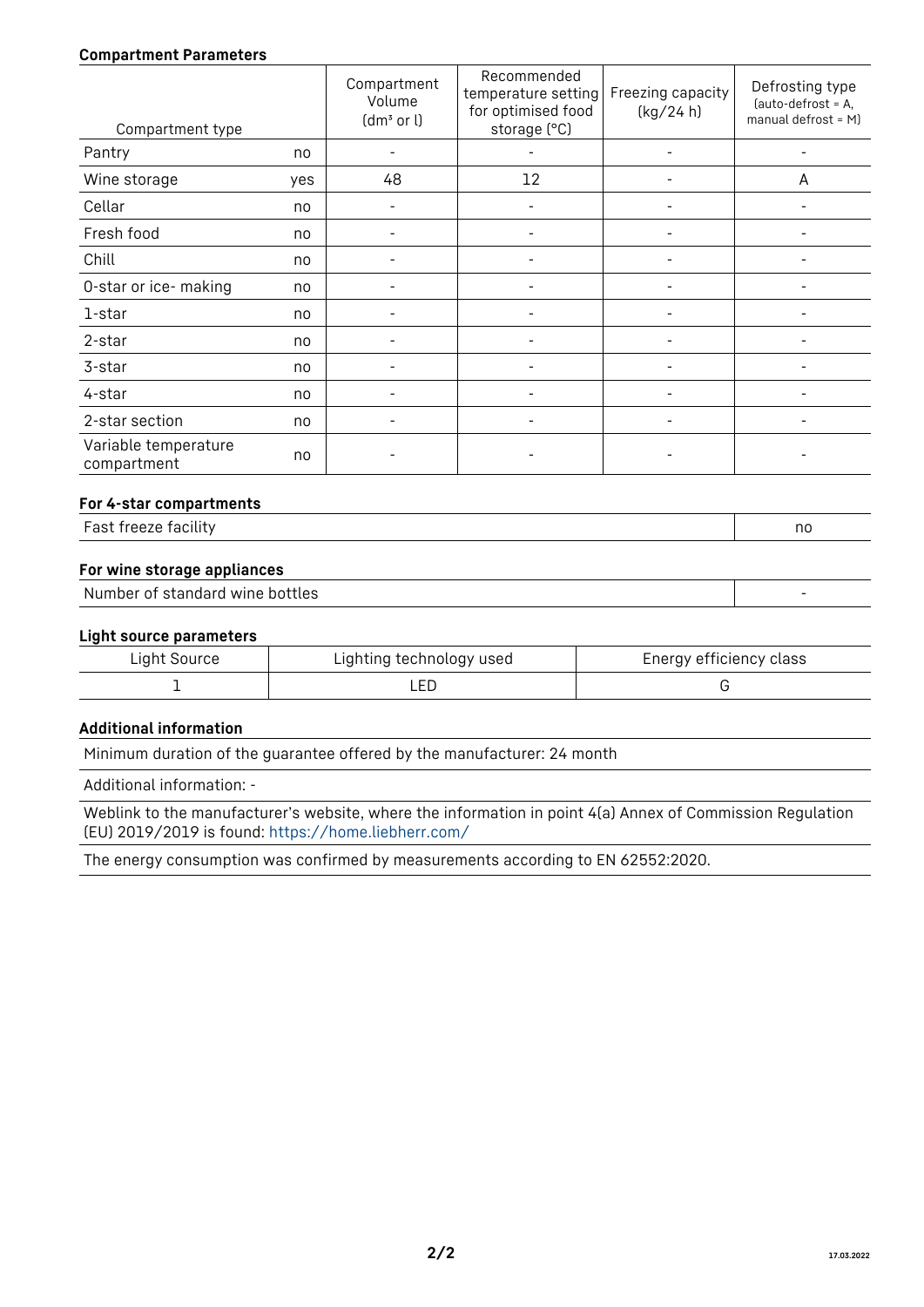**Compartment Parameters**

| Compartment type | | Compartment Volume (dm³ or l) | Recommended temperature setting for optimised food storage (°C) | Freezing capacity (kg/24 h) | Defrosting type (auto-defrost = A, manual defrost = M) |
|---|---|---|---|---|---|
| Pantry | no | - | - | - | - |
| Wine storage | yes | 48 | 12 | - | A |
| Cellar | no | - | - | - | - |
| Fresh food | no | - | - | - | - |
| Chill | no | - | - | - | - |
| 0-star or ice- making | no | - | - | - | - |
| 1-star | no | - | - | - | - |
| 2-star | no | - | - | - | - |
| 3-star | no | - | - | - | - |
| 4-star | no | - | - | - | - |
| 2-star section | no | - | - | - | - |
| Variable temperature compartment | no | - | - | - | - |

**For 4-star compartments**

| | |
|---|---|
| Fast freeze facility | no |

**For wine storage appliances**

| | |
|---|---|
| Number of standard wine bottles | - |

**Light source parameters**

| Light Source | Lighting technology used | Energy efficiency class |
|---|---|---|
| 1 | LED | G |

**Additional information**

Minimum duration of the guarantee offered by the manufacturer: 24 month

Additional information: -

Weblink to the manufacturer's website, where the information in point 4(a) Annex of Commission Regulation (EU) 2019/2019 is found: https://home.liebherr.com/

The energy consumption was confirmed by measurements according to EN 62552:2020.

17.03.2022